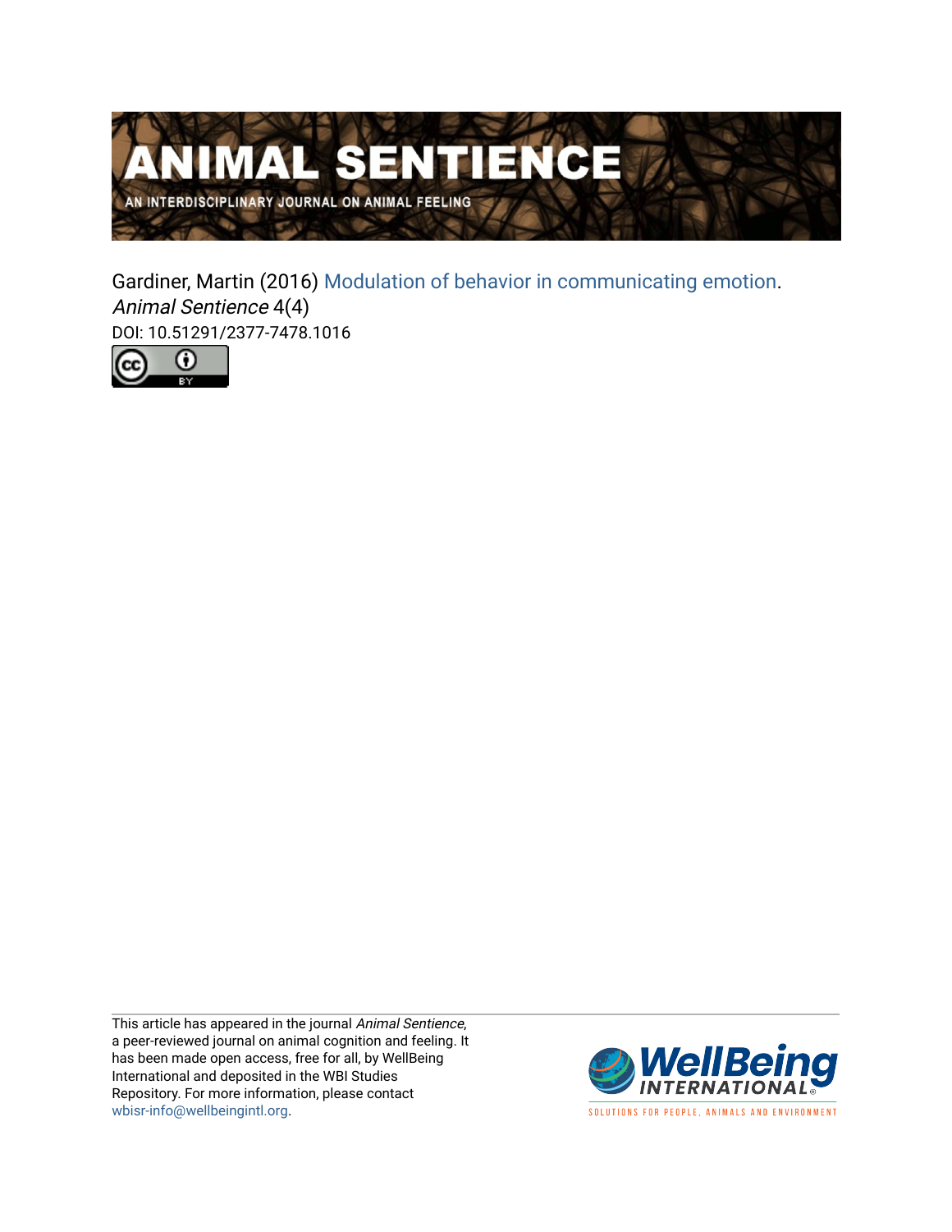# ANIMAL SENTIENCE

AN INTERDISCIPLINARY JOURNAL ON ANIMAL FEELING

Gardiner, Martin (2016) Modulation of behavior in communicating emotion. *Animal Sentience* 4(4)
DOI: 10.51291/2377-7478.1016

This article has appeared in the journal *Animal Sentience*, a peer-reviewed journal on animal cognition and feeling. It has been made open access, free for all, by WellBeing International and deposited in the WBI Studies Repository. For more information, please contact wbisr-info@wellbeingintl.org.

WellBeing INTERNATIONAL
SOLUTIONS FOR PEOPLE, ANIMALS AND ENVIRONMENT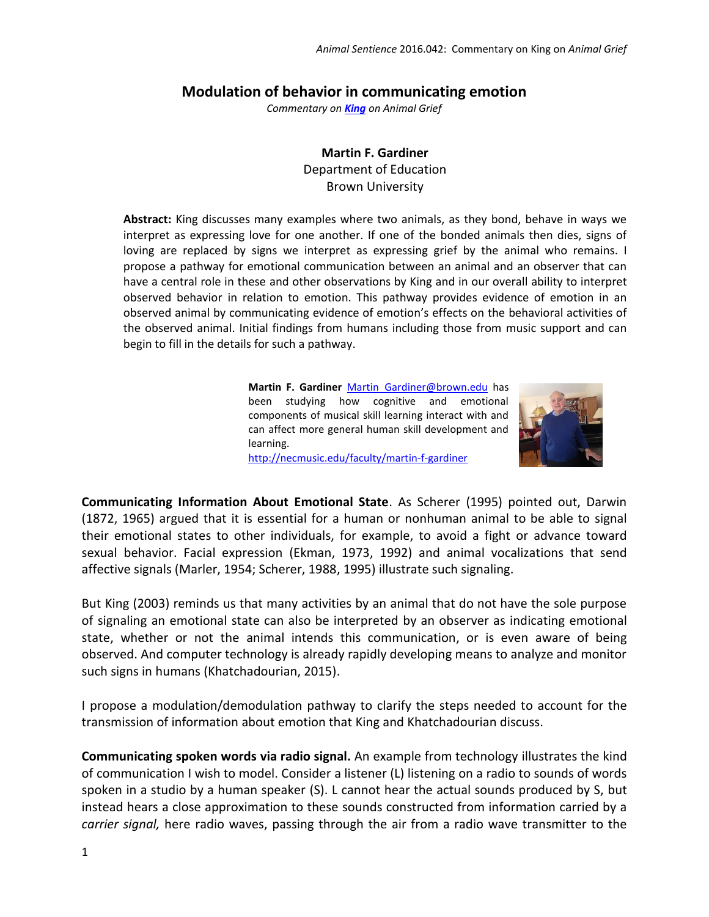# Modulation of behavior in communicating emotion

*Commentary on [King](#) on Animal Grief*

**Martin F. Gardiner**
Department of Education
Brown University

**Abstract:** King discusses many examples where two animals, as they bond, behave in ways we interpret as expressing love for one another. If one of the bonded animals then dies, signs of loving are replaced by signs we interpret as expressing grief by the animal who remains. I propose a pathway for emotional communication between an animal and an observer that can have a central role in these and other observations by King and in our overall ability to interpret observed behavior in relation to emotion. This pathway provides evidence of emotion in an observed animal by communicating evidence of emotion's effects on the behavioral activities of the observed animal. Initial findings from humans including those from music support and can begin to fill in the details for such a pathway.

**Martin F. Gardiner** Martin_Gardiner@brown.edu has been studying how cognitive and emotional components of musical skill learning interact with and can affect more general human skill development and learning.
http://necmusic.edu/faculty/martin-f-gardiner

**Communicating Information About Emotional State**. As Scherer (1995) pointed out, Darwin (1872, 1965) argued that it is essential for a human or nonhuman animal to be able to signal their emotional states to other individuals, for example, to avoid a fight or advance toward sexual behavior. Facial expression (Ekman, 1973, 1992) and animal vocalizations that send affective signals (Marler, 1954; Scherer, 1988, 1995) illustrate such signaling.

But King (2003) reminds us that many activities by an animal that do not have the sole purpose of signaling an emotional state can also be interpreted by an observer as indicating emotional state, whether or not the animal intends this communication, or is even aware of being observed. And computer technology is already rapidly developing means to analyze and monitor such signs in humans (Khatchadourian, 2015).

I propose a modulation/demodulation pathway to clarify the steps needed to account for the transmission of information about emotion that King and Khatchadourian discuss.

**Communicating spoken words via radio signal.** An example from technology illustrates the kind of communication I wish to model. Consider a listener (L) listening on a radio to sounds of words spoken in a studio by a human speaker (S). L cannot hear the actual sounds produced by S, but instead hears a close approximation to these sounds constructed from information carried by a *carrier signal,* here radio waves, passing through the air from a radio wave transmitter to the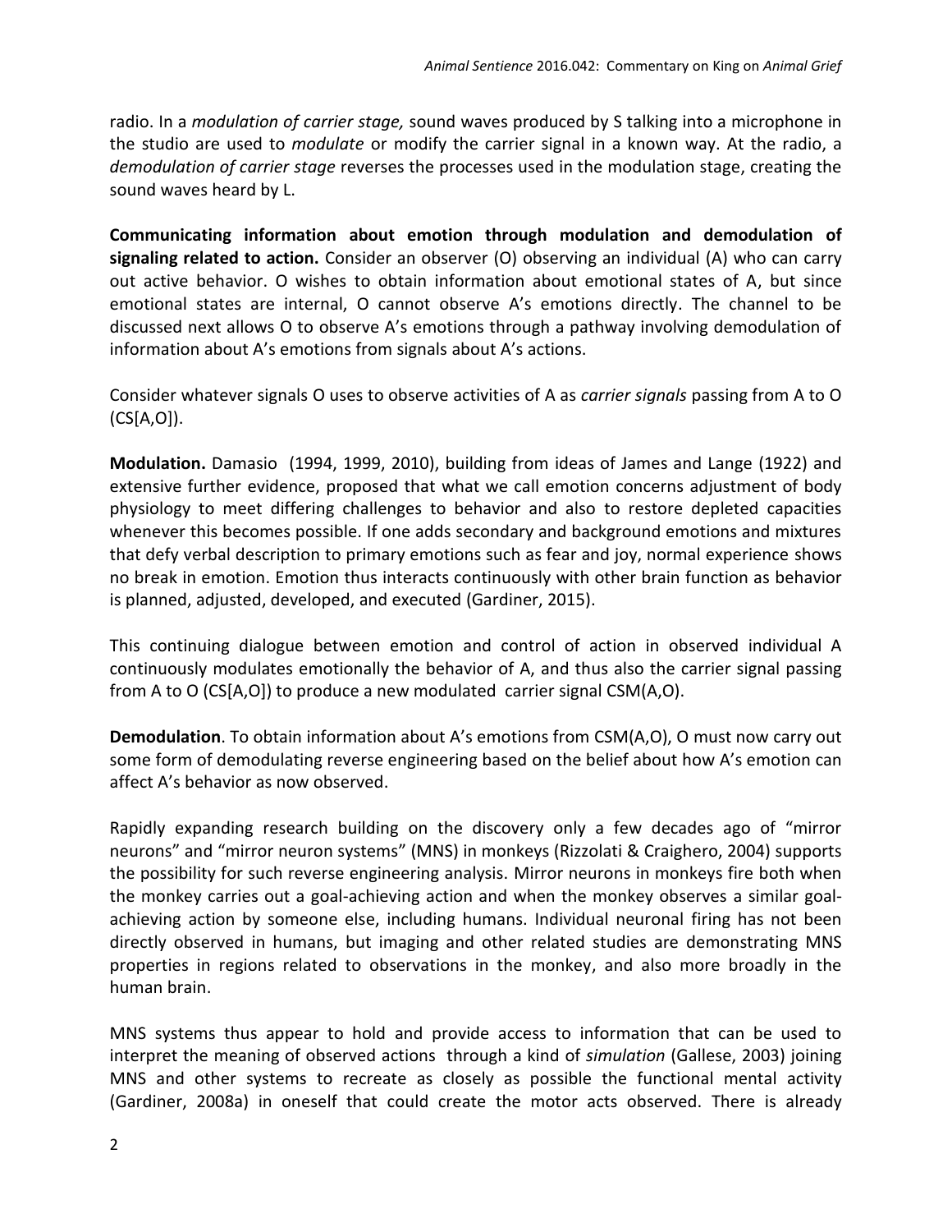radio. In a *modulation of carrier stage,* sound waves produced by S talking into a microphone in the studio are used to *modulate* or modify the carrier signal in a known way. At the radio, a *demodulation of carrier stage* reverses the processes used in the modulation stage, creating the sound waves heard by L.

**Communicating information about emotion through modulation and demodulation of signaling related to action.** Consider an observer (O) observing an individual (A) who can carry out active behavior. O wishes to obtain information about emotional states of A, but since emotional states are internal, O cannot observe A's emotions directly. The channel to be discussed next allows O to observe A's emotions through a pathway involving demodulation of information about A's emotions from signals about A's actions.

Consider whatever signals O uses to observe activities of A as *carrier signals* passing from A to O (CS[A,O]).

**Modulation.** Damasio (1994, 1999, 2010), building from ideas of James and Lange (1922) and extensive further evidence, proposed that what we call emotion concerns adjustment of body physiology to meet differing challenges to behavior and also to restore depleted capacities whenever this becomes possible. If one adds secondary and background emotions and mixtures that defy verbal description to primary emotions such as fear and joy, normal experience shows no break in emotion. Emotion thus interacts continuously with other brain function as behavior is planned, adjusted, developed, and executed (Gardiner, 2015).

This continuing dialogue between emotion and control of action in observed individual A continuously modulates emotionally the behavior of A, and thus also the carrier signal passing from A to O (CS[A,O]) to produce a new modulated carrier signal CSM(A,O).

**Demodulation**. To obtain information about A's emotions from CSM(A,O), O must now carry out some form of demodulating reverse engineering based on the belief about how A's emotion can affect A's behavior as now observed.

Rapidly expanding research building on the discovery only a few decades ago of "mirror neurons" and "mirror neuron systems" (MNS) in monkeys (Rizzolati & Craighero, 2004) supports the possibility for such reverse engineering analysis. Mirror neurons in monkeys fire both when the monkey carries out a goal-achieving action and when the monkey observes a similar goal-achieving action by someone else, including humans. Individual neuronal firing has not been directly observed in humans, but imaging and other related studies are demonstrating MNS properties in regions related to observations in the monkey, and also more broadly in the human brain.

MNS systems thus appear to hold and provide access to information that can be used to interpret the meaning of observed actions through a kind of *simulation* (Gallese, 2003) joining MNS and other systems to recreate as closely as possible the functional mental activity (Gardiner, 2008a) in oneself that could create the motor acts observed. There is already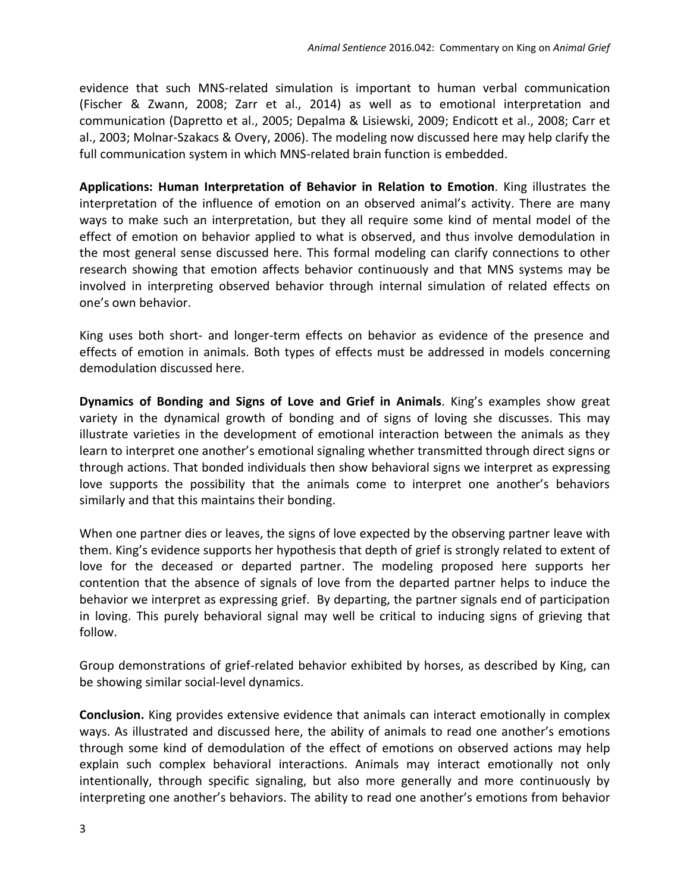evidence that such MNS-related simulation is important to human verbal communication (Fischer & Zwann, 2008; Zarr et al., 2014) as well as to emotional interpretation and communication (Dapretto et al., 2005; Depalma & Lisiewski, 2009; Endicott et al., 2008; Carr et al., 2003; Molnar-Szakacs & Overy, 2006). The modeling now discussed here may help clarify the full communication system in which MNS-related brain function is embedded.

**Applications: Human Interpretation of Behavior in Relation to Emotion**. King illustrates the interpretation of the influence of emotion on an observed animal's activity. There are many ways to make such an interpretation, but they all require some kind of mental model of the effect of emotion on behavior applied to what is observed, and thus involve demodulation in the most general sense discussed here. This formal modeling can clarify connections to other research showing that emotion affects behavior continuously and that MNS systems may be involved in interpreting observed behavior through internal simulation of related effects on one's own behavior.

King uses both short- and longer-term effects on behavior as evidence of the presence and effects of emotion in animals. Both types of effects must be addressed in models concerning demodulation discussed here.

**Dynamics of Bonding and Signs of Love and Grief in Animals**. King's examples show great variety in the dynamical growth of bonding and of signs of loving she discusses. This may illustrate varieties in the development of emotional interaction between the animals as they learn to interpret one another's emotional signaling whether transmitted through direct signs or through actions. That bonded individuals then show behavioral signs we interpret as expressing love supports the possibility that the animals come to interpret one another's behaviors similarly and that this maintains their bonding.

When one partner dies or leaves, the signs of love expected by the observing partner leave with them. King's evidence supports her hypothesis that depth of grief is strongly related to extent of love for the deceased or departed partner. The modeling proposed here supports her contention that the absence of signals of love from the departed partner helps to induce the behavior we interpret as expressing grief. By departing, the partner signals end of participation in loving. This purely behavioral signal may well be critical to inducing signs of grieving that follow.

Group demonstrations of grief-related behavior exhibited by horses, as described by King, can be showing similar social-level dynamics.

**Conclusion.** King provides extensive evidence that animals can interact emotionally in complex ways. As illustrated and discussed here, the ability of animals to read one another's emotions through some kind of demodulation of the effect of emotions on observed actions may help explain such complex behavioral interactions. Animals may interact emotionally not only intentionally, through specific signaling, but also more generally and more continuously by interpreting one another's behaviors. The ability to read one another's emotions from behavior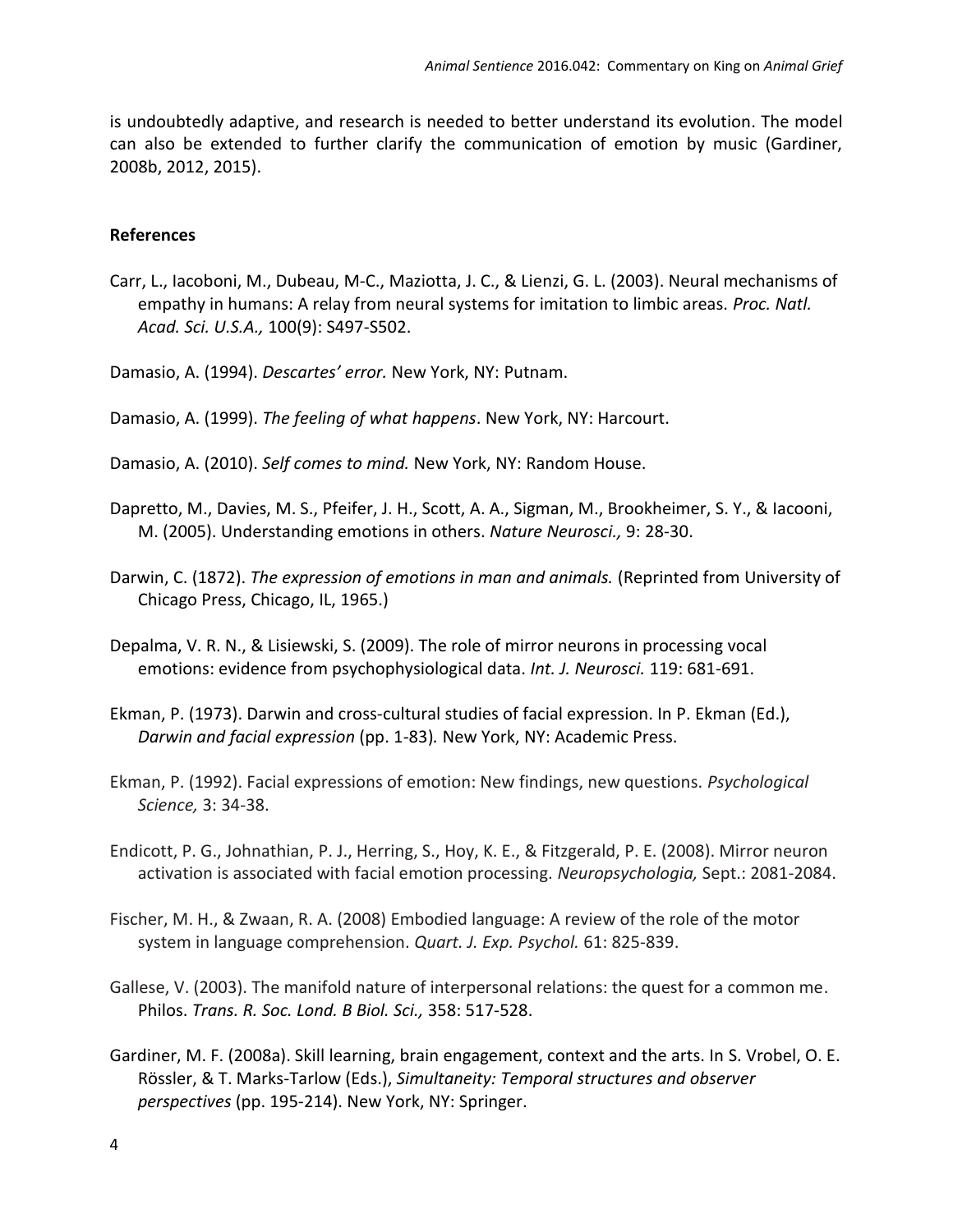is undoubtedly adaptive, and research is needed to better understand its evolution. The model can also be extended to further clarify the communication of emotion by music (Gardiner, 2008b, 2012, 2015).

## References

Carr, L., Iacoboni, M., Dubeau, M-C., Maziotta, J. C., & Lienzi, G. L. (2003). Neural mechanisms of empathy in humans: A relay from neural systems for imitation to limbic areas. *Proc. Natl. Acad. Sci. U.S.A.,* 100(9): S497-S502.

Damasio, A. (1994). *Descartes' error.* New York, NY: Putnam.

Damasio, A. (1999). *The feeling of what happens*. New York, NY: Harcourt.

Damasio, A. (2010). *Self comes to mind.* New York, NY: Random House.

Dapretto, M., Davies, M. S., Pfeifer, J. H., Scott, A. A., Sigman, M., Brookheimer, S. Y., & Iacooni, M. (2005). Understanding emotions in others. *Nature Neurosci.,* 9: 28-30.

Darwin, C. (1872). *The expression of emotions in man and animals.* (Reprinted from University of Chicago Press, Chicago, IL, 1965.)

Depalma, V. R. N., & Lisiewski, S. (2009). The role of mirror neurons in processing vocal emotions: evidence from psychophysiological data. *Int. J. Neurosci.* 119: 681-691.

Ekman, P. (1973). Darwin and cross-cultural studies of facial expression. In P. Ekman (Ed.), *Darwin and facial expression* (pp. 1-83)*.* New York, NY: Academic Press.

Ekman, P. (1992). Facial expressions of emotion: New findings, new questions. *Psychological Science,* 3: 34-38.

Endicott, P. G., Johnathian, P. J., Herring, S., Hoy, K. E., & Fitzgerald, P. E. (2008). Mirror neuron activation is associated with facial emotion processing. *Neuropsychologia,* Sept.: 2081-2084.

Fischer, M. H., & Zwaan, R. A. (2008) Embodied language: A review of the role of the motor system in language comprehension. *Quart. J. Exp. Psychol.* 61: 825-839.

Gallese, V. (2003). The manifold nature of interpersonal relations: the quest for a common me. Philos. *Trans. R. Soc. Lond. B Biol. Sci.,* 358: 517-528.

Gardiner, M. F. (2008a). Skill learning, brain engagement, context and the arts. In S. Vrobel, O. E. Rössler, & T. Marks-Tarlow (Eds.), *Simultaneity: Temporal structures and observer perspectives* (pp. 195-214). New York, NY: Springer.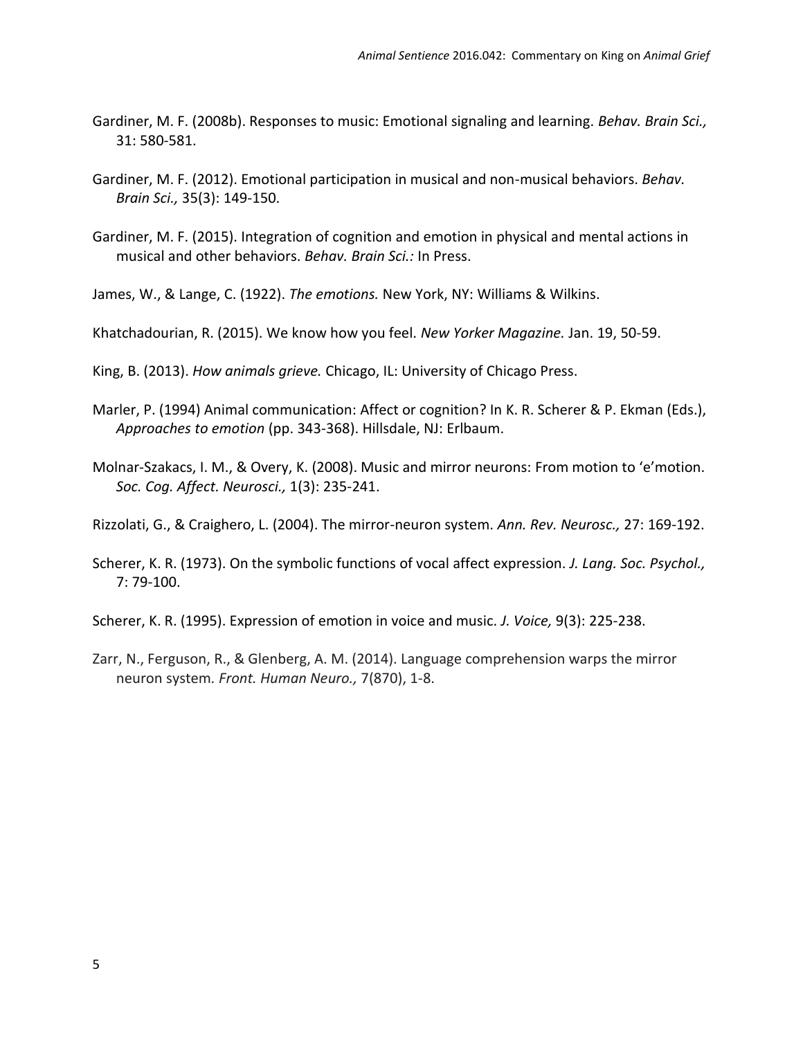Gardiner, M. F. (2008b). Responses to music: Emotional signaling and learning. *Behav. Brain Sci.,* 31: 580-581.

Gardiner, M. F. (2012). Emotional participation in musical and non-musical behaviors. *Behav. Brain Sci.,* 35(3): 149-150.

Gardiner, M. F. (2015). Integration of cognition and emotion in physical and mental actions in musical and other behaviors. *Behav. Brain Sci.:* In Press.

James, W., & Lange, C. (1922). *The emotions.* New York, NY: Williams & Wilkins.

Khatchadourian, R. (2015). We know how you feel. *New Yorker Magazine.* Jan. 19, 50-59.

King, B. (2013). *How animals grieve.* Chicago, IL: University of Chicago Press.

Marler, P. (1994) Animal communication: Affect or cognition? In K. R. Scherer & P. Ekman (Eds.), *Approaches to emotion* (pp. 343-368). Hillsdale, NJ: Erlbaum.

Molnar-Szakacs, I. M., & Overy, K. (2008). Music and mirror neurons: From motion to 'e'motion. *Soc. Cog. Affect. Neurosci.,* 1(3): 235-241.

Rizzolati, G., & Craighero, L. (2004). The mirror-neuron system. *Ann. Rev. Neurosc.,* 27: 169-192.

Scherer, K. R. (1973). On the symbolic functions of vocal affect expression. *J. Lang. Soc. Psychol.,* 7: 79-100.

Scherer, K. R. (1995). Expression of emotion in voice and music. *J. Voice,* 9(3): 225-238.

Zarr, N., Ferguson, R., & Glenberg, A. M. (2014). Language comprehension warps the mirror neuron system. *Front. Human Neuro.,* 7(870), 1-8.